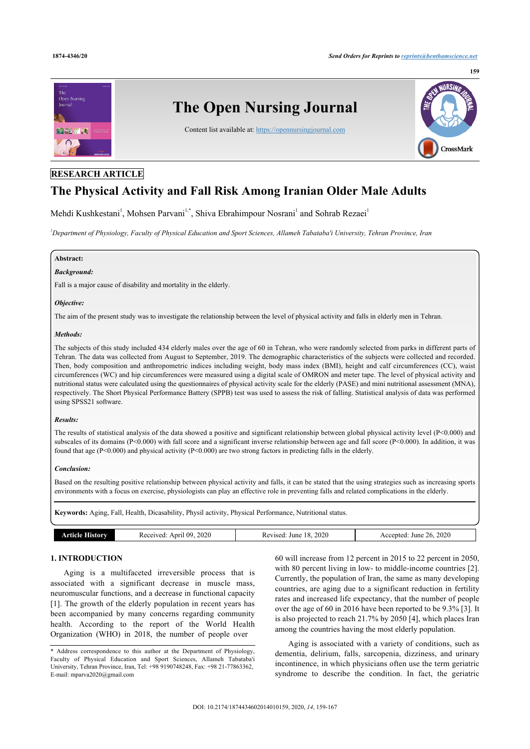RESEARCH ARTICLE

# The Physical Activity and Fall Risk Among Iranian Older Male Adults

Mehdi Kushkestani[1], Mohsen Parvani[1,*], Shiva Ebrahimpour Nosrani[1] and Sohrab Rezaei[1]

[1]*Department of Physiology, Faculty of Physical Education and Sport Sciences, Allameh Tabataba'i University, Tehran Province, Iran*

**Abstract:**

***Background:***

Fall is a major cause of disability and mortality in the elderly.

***Objective:***

The aim of the present study was to investigate the relationship between the level of physical activity and falls in elderly men in Tehran.

***Methods:***

The subjects of this study included 434 elderly males over the age of 60 in Tehran, who were randomly selected from parks in different parts of Tehran. The data was collected from August to September, 2019. The demographic characteristics of the subjects were collected and recorded. Then, body composition and anthropometric indices including weight, body mass index (BMI), height and calf circumferences (CC), waist circumferences (WC) and hip circumferences were measured using a digital scale of OMRON and meter tape. The level of physical activity and nutritional status were calculated using the questionnaires of physical activity scale for the elderly (PASE) and mini nutritional assessment (MNA), respectively. The Short Physical Performance Battery (SPPB) test was used to assess the risk of falling. Statistical analysis of data was performed using SPSS21 software.

***Results:***

The results of statistical analysis of the data showed a positive and significant relationship between global physical activity level (P<0.000) and subscales of its domains (P<0.000) with fall score and a significant inverse relationship between age and fall score (P<0.000). In addition, it was found that age (P<0.000) and physical activity (P<0.000) are two strong factors in predicting falls in the elderly.

***Conclusion:***

Based on the resulting positive relationship between physical activity and falls, it can be stated that the using strategies such as increasing sports environments with a focus on exercise, physiologists can play an effective role in preventing falls and related complications in the elderly.

**Keywords:** Aging, Fall, Health, Dicasability, Physil activity, Physical Performance, Nutritional status.

| Article History | Received: April 09, 2020 | Revised: June 18, 2020 | Accepted: June 26, 2020 |
|---|---|---|---|

## 1. INTRODUCTION

Aging is a multifaceted irreversible process that is associated with a significant decrease in muscle mass, neuromuscular functions, and a decrease in functional capacity [1]. The growth of the elderly population in recent years has been accompanied by many concerns regarding community health. According to the report of the World Health Organization (WHO) in 2018, the number of people over 60 will increase from 12 percent in 2015 to 22 percent in 2050, with 80 percent living in low- to middle-income countries [2]. Currently, the population of Iran, the same as many developing countries, are aging due to a significant reduction in fertility rates and increased life expectancy, that the number of people over the age of 60 in 2016 have been reported to be 9.3% [3]. It is also projected to reach 21.7% by 2050 [4], which places Iran among the countries having the most elderly population.

Aging is associated with a variety of conditions, such as dementia, delirium, falls, sarcopenia, dizziness, and urinary incontinence, in which physicians often use the term geriatric syndrome to describe the condition. In fact, the geriatric

\* Address correspondence to this author at the Department of Physiology, Faculty of Physical Education and Sport Sciences, Allameh Tabataba'i University, Tehran Province, Iran, Tel: +98 9190748248, Fax: +98 21-77863362, E-mail: mparva2020@gmail.com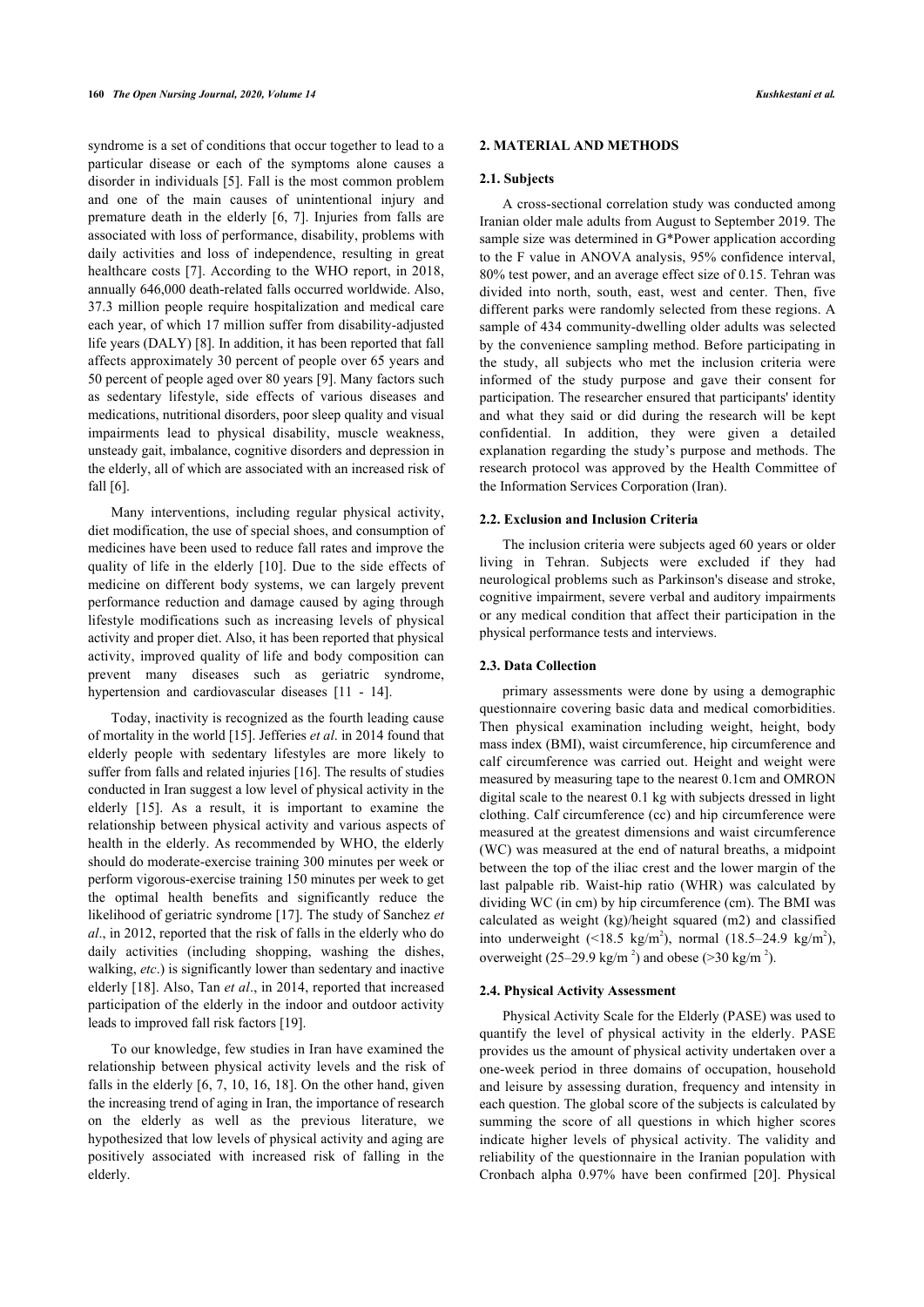syndrome is a set of conditions that occur together to lead to a particular disease or each of the symptoms alone causes a disorder in individuals [5]. Fall is the most common problem and one of the main causes of unintentional injury and premature death in the elderly [6, 7]. Injuries from falls are associated with loss of performance, disability, problems with daily activities and loss of independence, resulting in great healthcare costs [7]. According to the WHO report, in 2018, annually 646,000 death-related falls occurred worldwide. Also, 37.3 million people require hospitalization and medical care each year, of which 17 million suffer from disability-adjusted life years (DALY) [8]. In addition, it has been reported that fall affects approximately 30 percent of people over 65 years and 50 percent of people aged over 80 years [9]. Many factors such as sedentary lifestyle, side effects of various diseases and medications, nutritional disorders, poor sleep quality and visual impairments lead to physical disability, muscle weakness, unsteady gait, imbalance, cognitive disorders and depression in the elderly, all of which are associated with an increased risk of fall [6].

Many interventions, including regular physical activity, diet modification, the use of special shoes, and consumption of medicines have been used to reduce fall rates and improve the quality of life in the elderly [10]. Due to the side effects of medicine on different body systems, we can largely prevent performance reduction and damage caused by aging through lifestyle modifications such as increasing levels of physical activity and proper diet. Also, it has been reported that physical activity, improved quality of life and body composition can prevent many diseases such as geriatric syndrome, hypertension and cardiovascular diseases [11 - 14].

Today, inactivity is recognized as the fourth leading cause of mortality in the world [15]. Jefferies *et al*. in 2014 found that elderly people with sedentary lifestyles are more likely to suffer from falls and related injuries [16]. The results of studies conducted in Iran suggest a low level of physical activity in the elderly [15]. As a result, it is important to examine the relationship between physical activity and various aspects of health in the elderly. As recommended by WHO, the elderly should do moderate-exercise training 300 minutes per week or perform vigorous-exercise training 150 minutes per week to get the optimal health benefits and significantly reduce the likelihood of geriatric syndrome [17]. The study of Sanchez *et al*., in 2012, reported that the risk of falls in the elderly who do daily activities (including shopping, washing the dishes, walking, *etc*.) is significantly lower than sedentary and inactive elderly [18]. Also, Tan *et al*., in 2014, reported that increased participation of the elderly in the indoor and outdoor activity leads to improved fall risk factors [19].

To our knowledge, few studies in Iran have examined the relationship between physical activity levels and the risk of falls in the elderly [6, 7, 10, 16, 18]. On the other hand, given the increasing trend of aging in Iran, the importance of research on the elderly as well as the previous literature, we hypothesized that low levels of physical activity and aging are positively associated with increased risk of falling in the elderly.

## 2. MATERIAL AND METHODS

### 2.1. Subjects

A cross-sectional correlation study was conducted among Iranian older male adults from August to September 2019. The sample size was determined in G*Power application according to the F value in ANOVA analysis, 95% confidence interval, 80% test power, and an average effect size of 0.15. Tehran was divided into north, south, east, west and center. Then, five different parks were randomly selected from these regions. A sample of 434 community-dwelling older adults was selected by the convenience sampling method. Before participating in the study, all subjects who met the inclusion criteria were informed of the study purpose and gave their consent for participation. The researcher ensured that participants' identity and what they said or did during the research will be kept confidential. In addition, they were given a detailed explanation regarding the study's purpose and methods. The research protocol was approved by the Health Committee of the Information Services Corporation (Iran).

### 2.2. Exclusion and Inclusion Criteria

The inclusion criteria were subjects aged 60 years or older living in Tehran. Subjects were excluded if they had neurological problems such as Parkinson's disease and stroke, cognitive impairment, severe verbal and auditory impairments or any medical condition that affect their participation in the physical performance tests and interviews.

### 2.3. Data Collection

primary assessments were done by using a demographic questionnaire covering basic data and medical comorbidities. Then physical examination including weight, height, body mass index (BMI), waist circumference, hip circumference and calf circumference was carried out. Height and weight were measured by measuring tape to the nearest 0.1cm and OMRON digital scale to the nearest 0.1 kg with subjects dressed in light clothing. Calf circumference (cc) and hip circumference were measured at the greatest dimensions and waist circumference (WC) was measured at the end of natural breaths, a midpoint between the top of the iliac crest and the lower margin of the last palpable rib. Waist-hip ratio (WHR) was calculated by dividing WC (in cm) by hip circumference (cm). The BMI was calculated as weight (kg)/height squared (m2) and classified into underweight (<18.5 kg/m$^2$), normal (18.5–24.9 kg/m$^2$), overweight (25–29.9 kg/m$^2$) and obese (>30 kg/m$^2$).

### 2.4. Physical Activity Assessment

Physical Activity Scale for the Elderly (PASE) was used to quantify the level of physical activity in the elderly. PASE provides us the amount of physical activity undertaken over a one-week period in three domains of occupation, household and leisure by assessing duration, frequency and intensity in each question. The global score of the subjects is calculated by summing the score of all questions in which higher scores indicate higher levels of physical activity. The validity and reliability of the questionnaire in the Iranian population with Cronbach alpha 0.97% have been confirmed [20]. Physical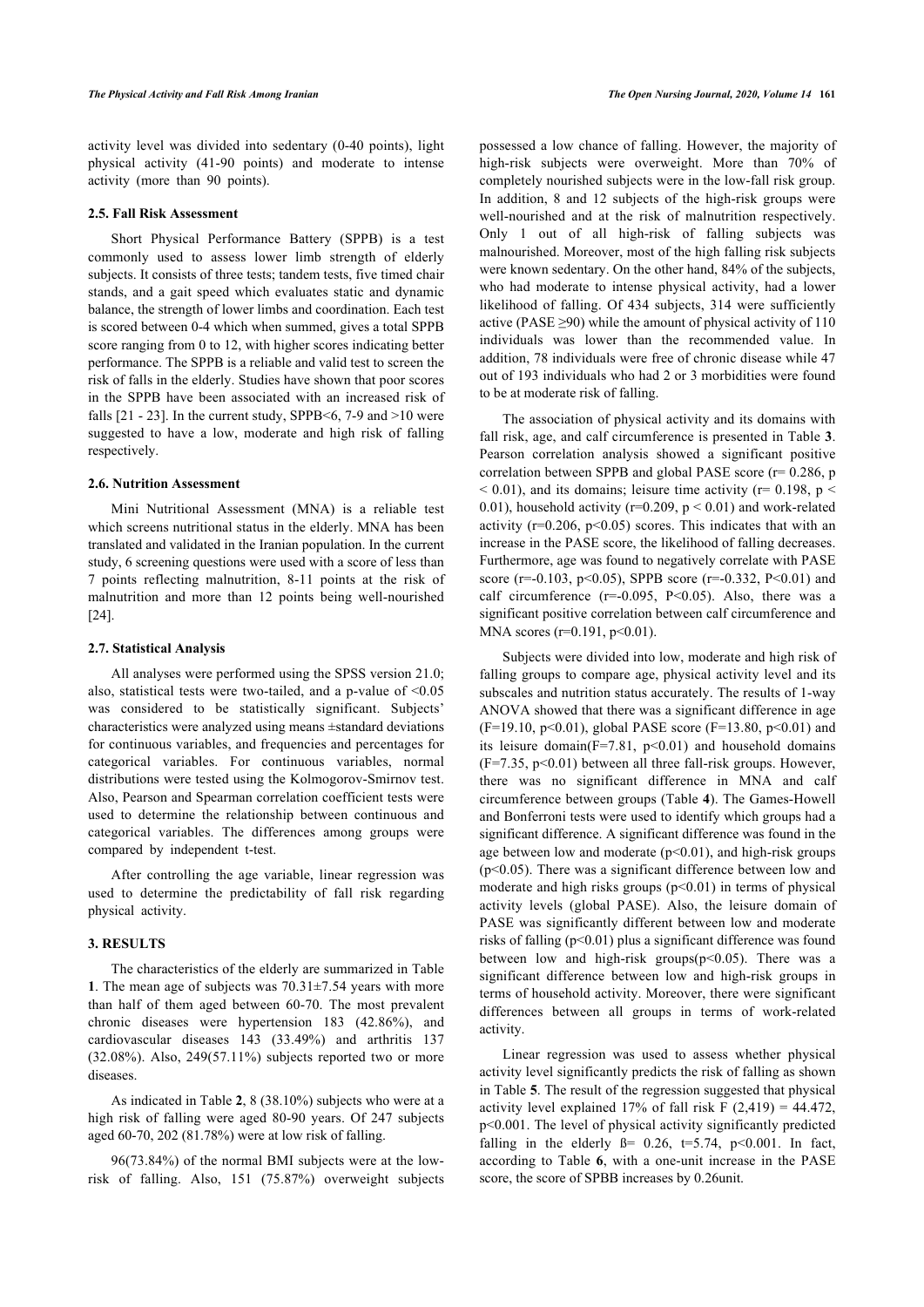activity level was divided into sedentary (0-40 points), light physical activity (41-90 points) and moderate to intense activity (more than 90 points).

### 2.5. Fall Risk Assessment

Short Physical Performance Battery (SPPB) is a test commonly used to assess lower limb strength of elderly subjects. It consists of three tests; tandem tests, five timed chair stands, and a gait speed which evaluates static and dynamic balance, the strength of lower limbs and coordination. Each test is scored between 0-4 which when summed, gives a total SPPB score ranging from 0 to 12, with higher scores indicating better performance. The SPPB is a reliable and valid test to screen the risk of falls in the elderly. Studies have shown that poor scores in the SPPB have been associated with an increased risk of falls [21 - 23]. In the current study, SPPB<6, 7-9 and >10 were suggested to have a low, moderate and high risk of falling respectively.

### 2.6. Nutrition Assessment

Mini Nutritional Assessment (MNA) is a reliable test which screens nutritional status in the elderly. MNA has been translated and validated in the Iranian population. In the current study, 6 screening questions were used with a score of less than 7 points reflecting malnutrition, 8-11 points at the risk of malnutrition and more than 12 points being well-nourished [24].

### 2.7. Statistical Analysis

All analyses were performed using the SPSS version 21.0; also, statistical tests were two-tailed, and a p-value of <0.05 was considered to be statistically significant. Subjects' characteristics were analyzed using means ±standard deviations for continuous variables, and frequencies and percentages for categorical variables. For continuous variables, normal distributions were tested using the Kolmogorov-Smirnov test. Also, Pearson and Spearman correlation coefficient tests were used to determine the relationship between continuous and categorical variables. The differences among groups were compared by independent t-test.

After controlling the age variable, linear regression was used to determine the predictability of fall risk regarding physical activity.

## 3. RESULTS

The characteristics of the elderly are summarized in Table **1**. The mean age of subjects was 70.31±7.54 years with more than half of them aged between 60-70. The most prevalent chronic diseases were hypertension 183 (42.86%), and cardiovascular diseases 143 (33.49%) and arthritis 137 (32.08%). Also, 249(57.11%) subjects reported two or more diseases.

As indicated in Table **2**, 8 (38.10%) subjects who were at a high risk of falling were aged 80-90 years. Of 247 subjects aged 60-70, 202 (81.78%) were at low risk of falling.

96(73.84%) of the normal BMI subjects were at the low-risk of falling. Also, 151 (75.87%) overweight subjects possessed a low chance of falling. However, the majority of high-risk subjects were overweight. More than 70% of completely nourished subjects were in the low-fall risk group. In addition, 8 and 12 subjects of the high-risk groups were well-nourished and at the risk of malnutrition respectively. Only 1 out of all high-risk of falling subjects was malnourished. Moreover, most of the high falling risk subjects were known sedentary. On the other hand, 84% of the subjects, who had moderate to intense physical activity, had a lower likelihood of falling. Of 434 subjects, 314 were sufficiently active (PASE ≥90) while the amount of physical activity of 110 individuals was lower than the recommended value. In addition, 78 individuals were free of chronic disease while 47 out of 193 individuals who had 2 or 3 morbidities were found to be at moderate risk of falling.

The association of physical activity and its domains with fall risk, age, and calf circumference is presented in Table **3**. Pearson correlation analysis showed a significant positive correlation between SPPB and global PASE score ($r= 0.286$, $p < 0.01$), and its domains; leisure time activity ($r= 0.198$, $p < 0.01$), household activity ($r=0.209$, $p < 0.01$) and work-related activity ($r=0.206$, $p<0.05$) scores. This indicates that with an increase in the PASE score, the likelihood of falling decreases. Furthermore, age was found to negatively correlate with PASE score ($r=-0.103$, $p<0.05$), SPPB score ($r=-0.332$, $P<0.01$) and calf circumference ($r=-0.095$, $P<0.05$). Also, there was a significant positive correlation between calf circumference and MNA scores ($r=0.191$, $p<0.01$).

Subjects were divided into low, moderate and high risk of falling groups to compare age, physical activity level and its subscales and nutrition status accurately. The results of 1-way ANOVA showed that there was a significant difference in age ($F=19.10$, $p<0.01$), global PASE score ($F=13.80$, $p<0.01$) and its leisure domain($F=7.81$, $p<0.01$) and household domains ($F=7.35$, $p<0.01$) between all three fall-risk groups. However, there was no significant difference in MNA and calf circumference between groups (Table **4**). The Games-Howell and Bonferroni tests were used to identify which groups had a significant difference. A significant difference was found in the age between low and moderate ($p<0.01$), and high-risk groups ($p<0.05$). There was a significant difference between low and moderate and high risks groups ($p<0.01$) in terms of physical activity levels (global PASE). Also, the leisure domain of PASE was significantly different between low and moderate risks of falling ($p<0.01$) plus a significant difference was found between low and high-risk groups($p<0.05$). There was a significant difference between low and high-risk groups in terms of household activity. Moreover, there were significant differences between all groups in terms of work-related activity.

Linear regression was used to assess whether physical activity level significantly predicts the risk of falling as shown in Table **5**. The result of the regression suggested that physical activity level explained 17% of fall risk $F(2,419) = 44.472$, $p<0.001$. The level of physical activity significantly predicted falling in the elderly $ß= 0.26$, $t=5.74$, $p<0.001$. In fact, according to Table **6**, with a one-unit increase in the PASE score, the score of SPBB increases by 0.26unit.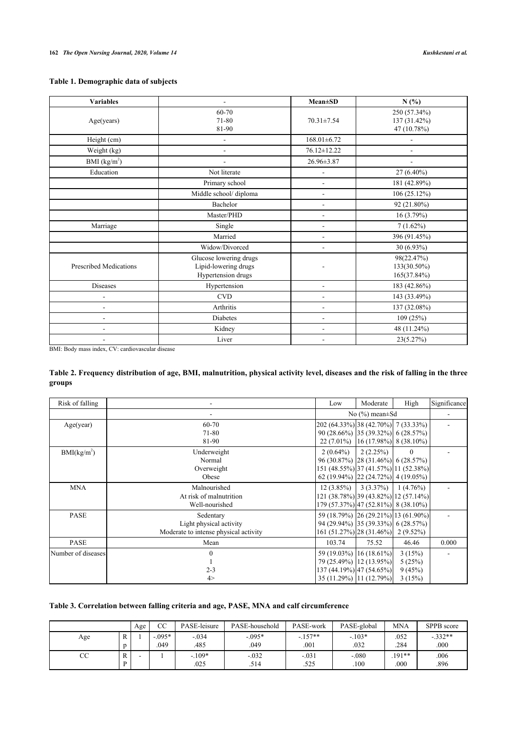**Table 1. Demographic data of subjects**

| Variables | - | Mean±SD | N (%) |
|---|---|---|---|
| Age(years) | 60-70<br>71-80<br>81-90 | 70.31±7.54 | 250 (57.34%)<br>137 (31.42%)<br>47 (10.78%) |
| Height (cm) | - | 168.01±6.72 | - |
| Weight (kg) | - | 76.12±12.22 | - |
| BMI ($kg/m^2$) | - | 26.96±3.87 | - |
| Education | Not literate | - | 27 (6.40%) |
| | Primary school | - | 181 (42.89%) |
| | Middle school/ diploma | - | 106 (25.12%) |
| | Bachelor | - | 92 (21.80%) |
| | Master/PHD | - | 16 (3.79%) |
| Marriage | Single | - | 7 (1.62%) |
| | Married | - | 396 (91.45%) |
| | Widow/Divorced | - | 30 (6.93%) |
| Prescribed Medications | Glucose lowering drugs<br>Lipid-lowering drugs<br>Hypertension drugs | - | 98(22.47%)<br>133(30.50%)<br>165(37.84%) |
| Diseases | Hypertension | - | 183 (42.86%) |
| - | CVD | - | 143 (33.49%) |
| - | Arthritis | - | 137 (32.08%) |
| - | Diabetes | - | 109 (25%) |
| - | Kidney | - | 48 (11.24%) |
| - | Liver | - | 23(5.27%) |

BMI: Body mass index, CV: cardiovascular disease

**Table 2. Frequency distribution of age, BMI, malnutrition, physical activity level, diseases and the risk of falling in the three groups**

| Risk of falling | - | Low | Moderate | High | Significance |
|---|---|---|---|---|---|
| | - | No (%) mean±Sd | | | - |
| Age(year) | 60-70<br>71-80<br>81-90 | 202 (64.33%)<br>90 (28.66%)<br>22 (7.01%) | 38 (42.70%)<br>35 (39.32%)<br>16 (17.98%) | 7 (33.33%)<br>6 (28.57%)<br>8 (38.10%) | - |
| BMI($kg/m^2$) | Underweight<br>Normal<br>Overweight<br>Obese | 2 (0.64%)<br>96 (30.87%)<br>151 (48.55%)<br>62 (19.94%) | 2 (2.25%)<br>28 (31.46%)<br>37 (41.57%)<br>22 (24.72%) | 0<br>6 (28.57%)<br>11 (52.38%)<br>4 (19.05%) | - |
| MNA | Malnourished<br>At risk of malnutrition<br>Well-nourished | 12 (3.85%)<br>121 (38.78%)<br>179 (57.37%) | 3 (3.37%)<br>39 (43.82%)<br>47 (52.81%) | 1 (4.76%)<br>12 (57.14%)<br>8 (38.10%) | - |
| PASE | Sedentary<br>Light physical activity<br>Moderate to intense physical activity | 59 (18.79%)<br>94 (29.94%)<br>161 (51.27%) | 26 (29.21%)<br>35 (39.33%)<br>28 (31.46%) | 13 (61.90%)<br>6 (28.57%)<br>2 (9.52%) | - |
| PASE | Mean | 103.74 | 75.52 | 46.46 | 0.000 |
| Number of diseases | 0<br>1<br>2-3<br>4> | 59 (19.03%)<br>79 (25.49%)<br>137 (44.19%)<br>35 (11.29%) | 16 (18.61%)<br>12 (13.95%)<br>47 (54.65%)<br>11 (12.79%) | 3 (15%)<br>5 (25%)<br>9 (45%)<br>3 (15%) | - |

**Table 3. Correlation between falling criteria and age, PASE, MNA and calf circumference**

| | | Age | CC | PASE-leisure | PASE-household | PASE-work | PASE-global | MNA | SPPB score |
|---|---|---|---|---|---|---|---|---|---|
| Age | R | 1 | -.095* | -.034 | -.095* | -.157** | -.103* | .052 | -.332** |
| | p | | .049 | .485 | .049 | .001 | .032 | .284 | .000 |
| CC | R | - | 1 | -.109* | -.032 | -.031 | -.080 | .191** | .006 |
| | P | | | .025 | .514 | .525 | .100 | .000 | .896 |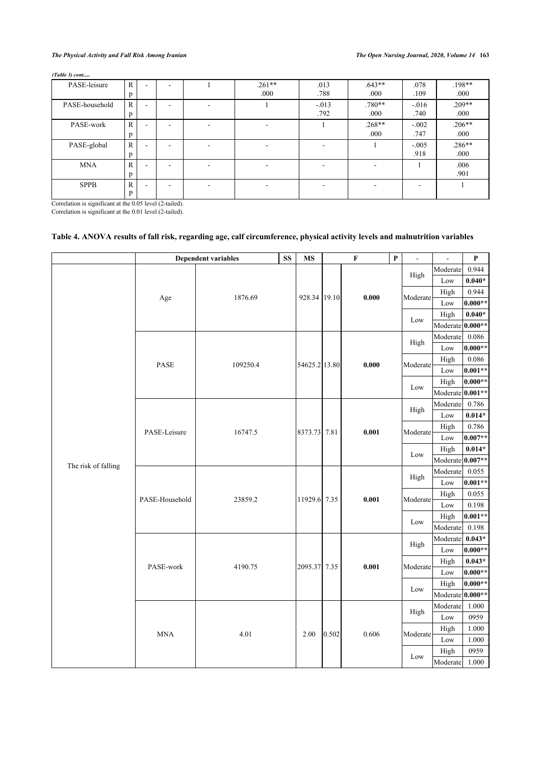*(Table 3) cont.....*

| PASE-leisure | R<br>p | - | - | 1 | .261**<br>.000 | .013<br>.788 | .643**<br>.000 | .078<br>.109 | .198**<br>.000 |
|---|---|---|---|---|---|---|---|---|---|
| PASE-household | R<br>p | - | - | - | 1 | -.013<br>.792 | .780**<br>.000 | -.016<br>.740 | .209**<br>.000 |
| PASE-work | R<br>p | - | - | - | - | 1 | .268**<br>.000 | -.002<br>.747 | .206**<br>.000 |
| PASE-global | R<br>p | - | - | - | - | - | 1 | -.005<br>.918 | .286**<br>.000 |
| MNA | R<br>p | - | - | - | - | - | - | 1 | .006<br>.901 |
| SPPB | R<br>P | - | - | - | - | - | - | - | 1 |

Correlation is significant at the 0.05 level (2-tailed).
Correlation is significant at the 0.01 level (2-tailed).

### Table 4. ANOVA results of fall risk, regarding age, calf circumference, physical activity levels and malnutrition variables

| | Dependent variables | | SS | MS | F | P | - | - | P |
|---|---|---|---|---|---|---|---|---|---|
| The risk of falling | Age | 1876.69 | | 928.34 | 19.10 | 0.000 | High | Moderate | 0.944 |
| | | | | | | | | Low | **0.040*** |
| | | | | | | | Moderate | High | 0.944 |
| | | | | | | | | Low | **0.000**** |
| | | | | | | | Low | High | **0.040*** |
| | | | | | | | | Moderate | **0.000**** |
| | PASE | 109250.4 | | 54625.2 | 13.80 | 0.000 | High | Moderate | 0.086 |
| | | | | | | | | Low | **0.000**** |
| | | | | | | | Moderate | High | 0.086 |
| | | | | | | | | Low | **0.001**** |
| | | | | | | | Low | High | **0.000**** |
| | | | | | | | | Moderate | **0.001**** |
| | PASE-Leisure | 16747.5 | | 8373.73 | 7.81 | 0.001 | High | Moderate | 0.786 |
| | | | | | | | | Low | **0.014*** |
| | | | | | | | Moderate | High | 0.786 |
| | | | | | | | | Low | **0.007**** |
| | | | | | | | Low | High | **0.014*** |
| | | | | | | | | Moderate | **0.007**** |
| | PASE-Household | 23859.2 | | 11929.6 | 7.35 | 0.001 | High | Moderate | 0.055 |
| | | | | | | | | Low | **0.001**** |
| | | | | | | | Moderate | High | 0.055 |
| | | | | | | | | Low | 0.198 |
| | | | | | | | Low | High | **0.001**** |
| | | | | | | | | Moderate | 0.198 |
| | PASE-work | 4190.75 | | 2095.37 | 7.35 | 0.001 | High | Moderate | **0.043*** |
| | | | | | | | | Low | **0.000**** |
| | | | | | | | Moderate | High | **0.043*** |
| | | | | | | | | Low | **0.000**** |
| | | | | | | | Low | High | **0.000**** |
| | | | | | | | | Moderate | **0.000**** |
| | MNA | 4.01 | | 2.00 | 0.502 | 0.606 | High | Moderate | 1.000 |
| | | | | | | | | Low | 0959 |
| | | | | | | | Moderate | High | 1.000 |
| | | | | | | | | Low | 1.000 |
| | | | | | | | Low | High | 0959 |
| | | | | | | | | Moderate | 1.000 |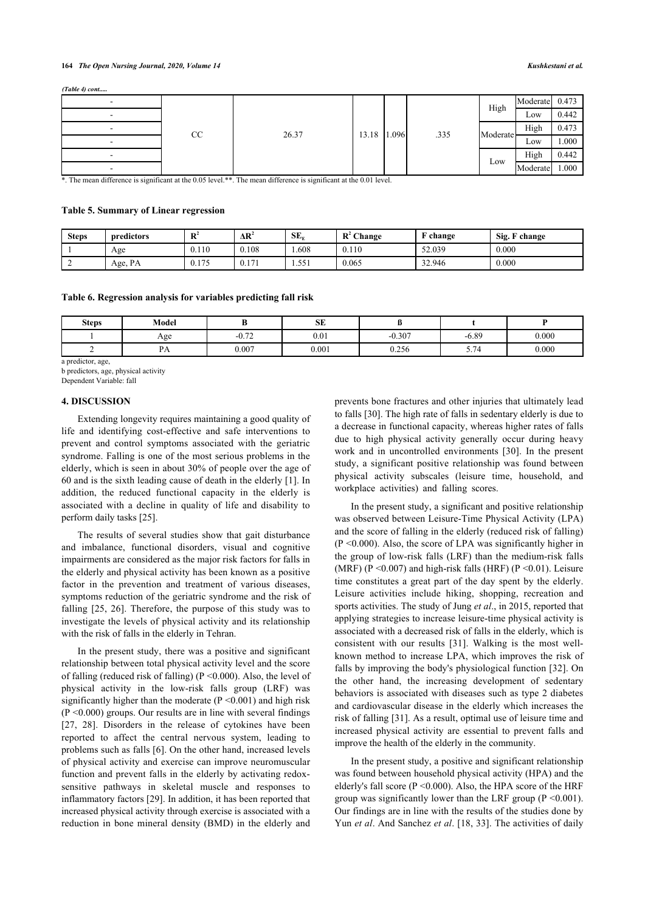*(Table 4) cont.....*

| | | | | | | | | |
|---|---|---|---|---|---|---|---|---|
| - | CC | 26.37 | 13.18 | 1.096 | .335 | High | Moderate | 0.473 |
| - | | | | | | | Low | 0.442 |
| - | | | | | | Moderate | High | 0.473 |
| - | | | | | | | Low | 1.000 |
| - | | | | | | Low | High | 0.442 |
| - | | | | | | | Moderate | 1.000 |

*. The mean difference is significant at the 0.05 level.**. The mean difference is significant at the 0.01 level.

**Table 5. Summary of Linear regression**

| Steps | predictors | $R^2$ | $\Delta R^2$ | $SE_E$ | $R^2$ Change | F change | Sig. F change |
|---|---|---|---|---|---|---|---|
| 1 | Age | 0.110 | 0.108 | 1.608 | 0.110 | 52.039 | 0.000 |
| 2 | Age, PA | 0.175 | 0.171 | 1.551 | 0.065 | 32.946 | 0.000 |

**Table 6. Regression analysis for variables predicting fall risk**

| Steps | Model | B | SE | ß | t | P |
|---|---|---|---|---|---|---|
| 1 | Age | -0.72 | 0.01 | -0.307 | -6.89 | 0.000 |
| 2 | PA | 0.007 | 0.001 | 0.256 | 5.74 | 0.000 |

a predictor, age,
b predictors, age, physical activity
Dependent Variable: fall

## 4. DISCUSSION

Extending longevity requires maintaining a good quality of life and identifying cost-effective and safe interventions to prevent and control symptoms associated with the geriatric syndrome. Falling is one of the most serious problems in the elderly, which is seen in about 30% of people over the age of 60 and is the sixth leading cause of death in the elderly [1]. In addition, the reduced functional capacity in the elderly is associated with a decline in quality of life and disability to perform daily tasks [25].

The results of several studies show that gait disturbance and imbalance, functional disorders, visual and cognitive impairments are considered as the major risk factors for falls in the elderly and physical activity has been known as a positive factor in the prevention and treatment of various diseases, symptoms reduction of the geriatric syndrome and the risk of falling [25, 26]. Therefore, the purpose of this study was to investigate the levels of physical activity and its relationship with the risk of falls in the elderly in Tehran.

In the present study, there was a positive and significant relationship between total physical activity level and the score of falling (reduced risk of falling) (P <0.000). Also, the level of physical activity in the low-risk falls group (LRF) was significantly higher than the moderate (P <0.001) and high risk (P <0.000) groups. Our results are in line with several findings [27, 28]. Disorders in the release of cytokines have been reported to affect the central nervous system, leading to problems such as falls [6]. On the other hand, increased levels of physical activity and exercise can improve neuromuscular function and prevent falls in the elderly by activating redox-sensitive pathways in skeletal muscle and responses to inflammatory factors [29]. In addition, it has been reported that increased physical activity through exercise is associated with a reduction in bone mineral density (BMD) in the elderly and prevents bone fractures and other injuries that ultimately lead to falls [30]. The high rate of falls in sedentary elderly is due to a decrease in functional capacity, whereas higher rates of falls due to high physical activity generally occur during heavy work and in uncontrolled environments [30]. In the present study, a significant positive relationship was found between physical activity subscales (leisure time, household, and workplace activities) and falling scores.

In the present study, a significant and positive relationship was observed between Leisure-Time Physical Activity (LPA) and the score of falling in the elderly (reduced risk of falling) (P <0.000). Also, the score of LPA was significantly higher in the group of low-risk falls (LRF) than the medium-risk falls (MRF) (P <0.007) and high-risk falls (HRF) (P <0.01). Leisure time constitutes a great part of the day spent by the elderly. Leisure activities include hiking, shopping, recreation and sports activities. The study of Jung *et al*., in 2015, reported that applying strategies to increase leisure-time physical activity is associated with a decreased risk of falls in the elderly, which is consistent with our results [31]. Walking is the most well-known method to increase LPA, which improves the risk of falls by improving the body's physiological function [32]. On the other hand, the increasing development of sedentary behaviors is associated with diseases such as type 2 diabetes and cardiovascular disease in the elderly which increases the risk of falling [31]. As a result, optimal use of leisure time and increased physical activity are essential to prevent falls and improve the health of the elderly in the community.

In the present study, a positive and significant relationship was found between household physical activity (HPA) and the elderly's fall score (P <0.000). Also, the HPA score of the HRF group was significantly lower than the LRF group (P <0.001). Our findings are in line with the results of the studies done by Yun *et al*. And Sanchez *et al*. [18, 33]. The activities of daily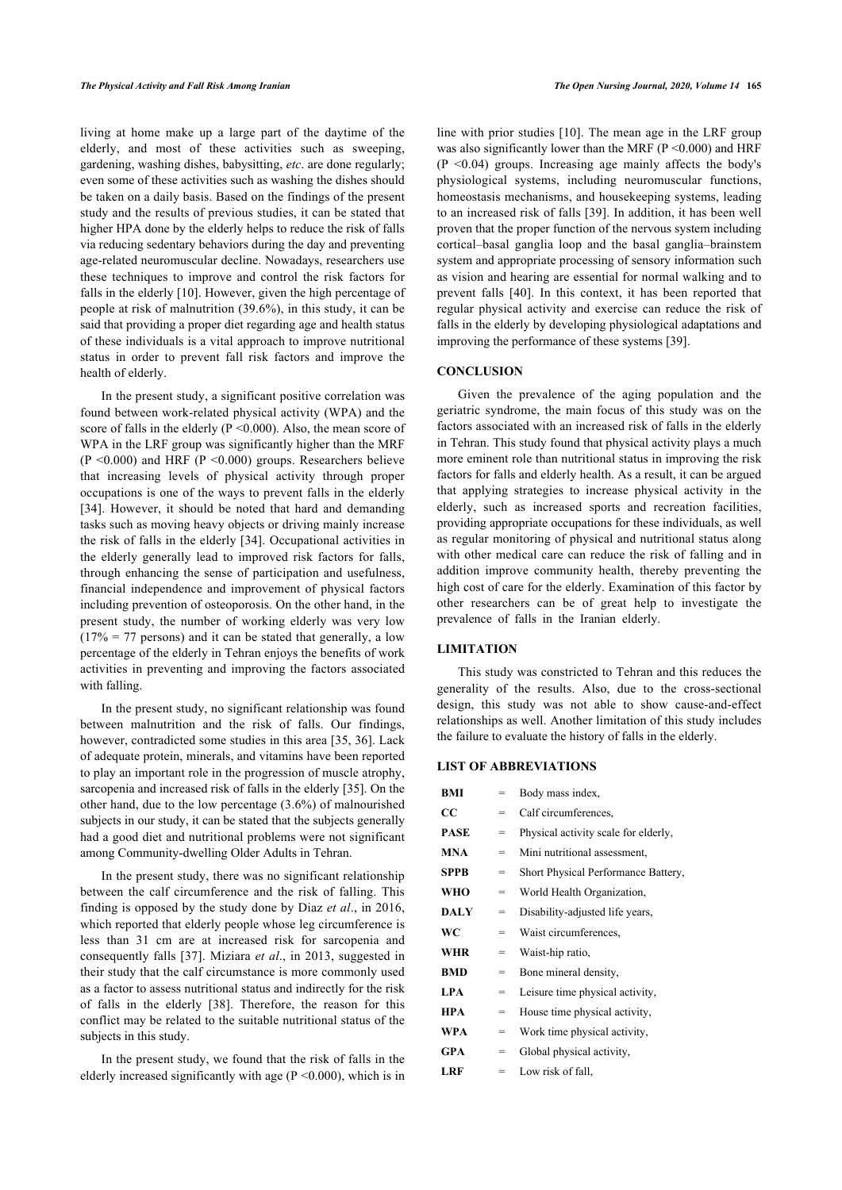living at home make up a large part of the daytime of the elderly, and most of these activities such as sweeping, gardening, washing dishes, babysitting, *etc*. are done regularly; even some of these activities such as washing the dishes should be taken on a daily basis. Based on the findings of the present study and the results of previous studies, it can be stated that higher HPA done by the elderly helps to reduce the risk of falls via reducing sedentary behaviors during the day and preventing age-related neuromuscular decline. Nowadays, researchers use these techniques to improve and control the risk factors for falls in the elderly [10]. However, given the high percentage of people at risk of malnutrition (39.6%), in this study, it can be said that providing a proper diet regarding age and health status of these individuals is a vital approach to improve nutritional status in order to prevent fall risk factors and improve the health of elderly.

In the present study, a significant positive correlation was found between work-related physical activity (WPA) and the score of falls in the elderly ($P < 0.000$). Also, the mean score of WPA in the LRF group was significantly higher than the MRF ($P < 0.000$) and HRF ($P < 0.000$) groups. Researchers believe that increasing levels of physical activity through proper occupations is one of the ways to prevent falls in the elderly [34]. However, it should be noted that hard and demanding tasks such as moving heavy objects or driving mainly increase the risk of falls in the elderly [34]. Occupational activities in the elderly generally lead to improved risk factors for falls, through enhancing the sense of participation and usefulness, financial independence and improvement of physical factors including prevention of osteoporosis. On the other hand, in the present study, the number of working elderly was very low (17% = 77 persons) and it can be stated that generally, a low percentage of the elderly in Tehran enjoys the benefits of work activities in preventing and improving the factors associated with falling.

In the present study, no significant relationship was found between malnutrition and the risk of falls. Our findings, however, contradicted some studies in this area [35, 36]. Lack of adequate protein, minerals, and vitamins have been reported to play an important role in the progression of muscle atrophy, sarcopenia and increased risk of falls in the elderly [35]. On the other hand, due to the low percentage (3.6%) of malnourished subjects in our study, it can be stated that the subjects generally had a good diet and nutritional problems were not significant among Community-dwelling Older Adults in Tehran.

In the present study, there was no significant relationship between the calf circumference and the risk of falling. This finding is opposed by the study done by Diaz *et al*., in 2016, which reported that elderly people whose leg circumference is less than 31 cm are at increased risk for sarcopenia and consequently falls [37]. Miziara *et al*., in 2013, suggested in their study that the calf circumstance is more commonly used as a factor to assess nutritional status and indirectly for the risk of falls in the elderly [38]. Therefore, the reason for this conflict may be related to the suitable nutritional status of the subjects in this study.

In the present study, we found that the risk of falls in the elderly increased significantly with age ($P < 0.000$), which is in line with prior studies [10]. The mean age in the LRF group was also significantly lower than the MRF ($P < 0.000$) and HRF ($P < 0.04$) groups. Increasing age mainly affects the body's physiological systems, including neuromuscular functions, homeostasis mechanisms, and housekeeping systems, leading to an increased risk of falls [39]. In addition, it has been well proven that the proper function of the nervous system including cortical–basal ganglia loop and the basal ganglia–brainstem system and appropriate processing of sensory information such as vision and hearing are essential for normal walking and to prevent falls [40]. In this context, it has been reported that regular physical activity and exercise can reduce the risk of falls in the elderly by developing physiological adaptations and improving the performance of these systems [39].

## CONCLUSION

Given the prevalence of the aging population and the geriatric syndrome, the main focus of this study was on the factors associated with an increased risk of falls in the elderly in Tehran. This study found that physical activity plays a much more eminent role than nutritional status in improving the risk factors for falls and elderly health. As a result, it can be argued that applying strategies to increase physical activity in the elderly, such as increased sports and recreation facilities, providing appropriate occupations for these individuals, as well as regular monitoring of physical and nutritional status along with other medical care can reduce the risk of falling and in addition improve community health, thereby preventing the high cost of care for the elderly. Examination of this factor by other researchers can be of great help to investigate the prevalence of falls in the Iranian elderly.

## LIMITATION

This study was constricted to Tehran and this reduces the generality of the results. Also, due to the cross-sectional design, this study was not able to show cause-and-effect relationships as well. Another limitation of this study includes the failure to evaluate the history of falls in the elderly.

## LIST OF ABBREVIATIONS

| | | |
|---|---|---|
| **BMI** | = | Body mass index, |
| **CC** | = | Calf circumferences, |
| **PASE** | = | Physical activity scale for elderly, |
| **MNA** | = | Mini nutritional assessment, |
| **SPPB** | = | Short Physical Performance Battery, |
| **WHO** | = | World Health Organization, |
| **DALY** | = | Disability-adjusted life years, |
| **WC** | = | Waist circumferences, |
| **WHR** | = | Waist-hip ratio, |
| **BMD** | = | Bone mineral density, |
| **LPA** | = | Leisure time physical activity, |
| **HPA** | = | House time physical activity, |
| **WPA** | = | Work time physical activity, |
| **GPA** | = | Global physical activity, |
| **LRF** | = | Low risk of fall, |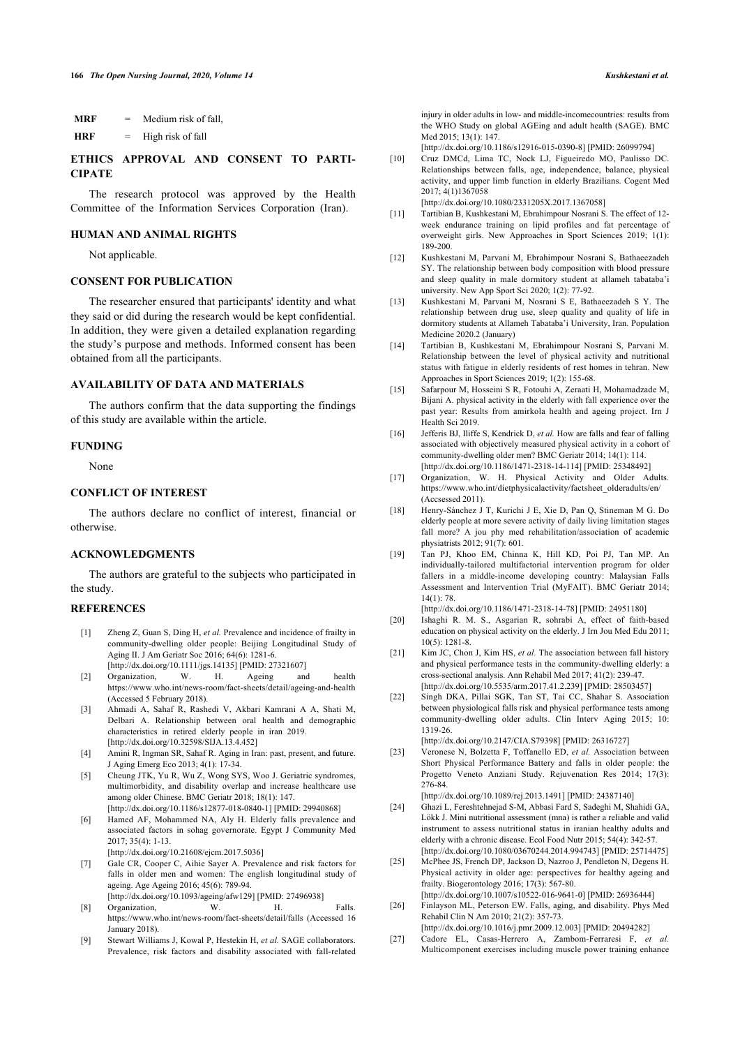**MRF** = Medium risk of fall,

**HRF** = High risk of fall

## ETHICS APPROVAL AND CONSENT TO PARTICIPATE

The research protocol was approved by the Health Committee of the Information Services Corporation (Iran).

## HUMAN AND ANIMAL RIGHTS

Not applicable.

## CONSENT FOR PUBLICATION

The researcher ensured that participants' identity and what they said or did during the research would be kept confidential. In addition, they were given a detailed explanation regarding the study's purpose and methods. Informed consent has been obtained from all the participants.

## AVAILABILITY OF DATA AND MATERIALS

The authors confirm that the data supporting the findings of this study are available within the article.

## FUNDING

None

## CONFLICT OF INTEREST

The authors declare no conflict of interest, financial or otherwise.

## ACKNOWLEDGMENTS

The authors are grateful to the subjects who participated in the study.

## REFERENCES

[1] Zheng Z, Guan S, Ding H, *et al.* Prevalence and incidence of frailty in community-dwelling older people: Beijing Longitudinal Study of Aging II. J Am Geriatr Soc 2016; 64(6): 1281-6. [http://dx.doi.org/10.1111/jgs.14135] [PMID: 27321607]

[2] Organization, W. H. Ageing and health https://www.who.int/news-room/fact-sheets/detail/ageing-and-health (Accessed 5 February 2018).

[3] Ahmadi A, Sahaf R, Rashedi V, Akbari Kamrani A A, Shati M, Delbari A. Relationship between oral health and demographic characteristics in retired elderly people in iran 2019. [http://dx.doi.org/10.32598/SIJA.13.4.452]

[4] Amini R, Ingman SR, Sahaf R. Aging in Iran: past, present, and future. J Aging Emerg Eco 2013; 4(1): 17-34.

[5] Cheung JTK, Yu R, Wu Z, Wong SYS, Woo J. Geriatric syndromes, multimorbidity, and disability overlap and increase healthcare use among older Chinese. BMC Geriatr 2018; 18(1): 147. [http://dx.doi.org/10.1186/s12877-018-0840-1] [PMID: 29940868]

[6] Hamed AF, Mohammed NA, Aly H. Elderly falls prevalence and associated factors in sohag governorate. Egypt J Community Med 2017; 35(4): 1-13. [http://dx.doi.org/10.21608/ejcm.2017.5036]

[7] Gale CR, Cooper C, Aihie Sayer A. Prevalence and risk factors for falls in older men and women: The english longitudinal study of ageing. Age Ageing 2016; 45(6): 789-94. [http://dx.doi.org/10.1093/ageing/afw129] [PMID: 27496938]

[8] Organization, W. H. Falls. https://www.who.int/news-room/fact-sheets/detail/falls (Accessed 16 January 2018).

[9] Stewart Williams J, Kowal P, Hestekin H, *et al.* SAGE collaborators. Prevalence, risk factors and disability associated with fall-related injury in older adults in low- and middle-incomecountries: results from the WHO Study on global AGEing and adult health (SAGE). BMC Med 2015; 13(1): 147. [http://dx.doi.org/10.1186/s12916-015-0390-8] [PMID: 26099794]

[10] Cruz DMCd, Lima TC, Nock LJ, Figueiredo MO, Paulisso DC. Relationships between falls, age, independence, balance, physical activity, and upper limb function in elderly Brazilians. Cogent Med 2017; 4(1)1367058 [http://dx.doi.org/10.1080/2331205X.2017.1367058]

[11] Tartibian B, Kushkestani M, Ebrahimpour Nosrani S. The effect of 12-week endurance training on lipid profiles and fat percentage of overweight girls. New Approaches in Sport Sciences 2019; 1(1): 189-200.

[12] Kushkestani M, Parvani M, Ebrahimpour Nosrani S, Bathaeezadeh SY. The relationship between body composition with blood pressure and sleep quality in male dormitory student at allameh tabataba'i university. New App Sport Sci 2020; 1(2): 77-92.

[13] Kushkestani M, Parvani M, Nosrani S E, Bathaeezadeh S Y. The relationship between drug use, sleep quality and quality of life in dormitory students at Allameh Tabataba'i University, Iran. Population Medicine 2020.2 (January)

[14] Tartibian B, Kushkestani M, Ebrahimpour Nosrani S, Parvani M. Relationship between the level of physical activity and nutritional status with fatigue in elderly residents of rest homes in tehran. New Approaches in Sport Sciences 2019; 1(2): 155-68.

[15] Safarpour M, Hosseini S R, Fotouhi A, Zeraati H, Mohamadzade M, Bijani A. physical activity in the elderly with fall experience over the past year: Results from amirkola health and ageing project. Irn J Health Sci 2019.

[16] Jefferis BJ, Iliffe S, Kendrick D, *et al.* How are falls and fear of falling associated with objectively measured physical activity in a cohort of community-dwelling older men? BMC Geriatr 2014; 14(1): 114. [http://dx.doi.org/10.1186/1471-2318-14-114] [PMID: 25348492]

[17] Organization, W. H. Physical Activity and Older Adults. https://www.who.int/dietphysicalactivity/factsheet_olderadults/en/ (Accsessed 2011).

[18] Henry-Sánchez J T, Kurichi J E, Xie D, Pan Q, Stineman M G. Do elderly people at more severe activity of daily living limitation stages fall more? A jou phy med rehabilitation/association of academic physiatrists 2012; 91(7): 601.

[19] Tan PJ, Khoo EM, Chinna K, Hill KD, Poi PJ, Tan MP. An individually-tailored multifactorial intervention program for older fallers in a middle-income developing country: Malaysian Falls Assessment and Intervention Trial (MyFAIT). BMC Geriatr 2014; 14(1): 78. [http://dx.doi.org/10.1186/1471-2318-14-78] [PMID: 24951180]

[20] Ishaghi R. M. S., Asgarian R, sohrabi A, effect of faith-based education on physical activity on the elderly. J Irn Jou Med Edu 2011; 10(5): 1281-8.

[21] Kim JC, Chon J, Kim HS, *et al.* The association between fall history and physical performance tests in the community-dwelling elderly: a cross-sectional analysis. Ann Rehabil Med 2017; 41(2): 239-47. [http://dx.doi.org/10.5535/arm.2017.41.2.239] [PMID: 28503457]

[22] Singh DKA, Pillai SGK, Tan ST, Tai CC, Shahar S. Association between physiological falls risk and physical performance tests among community-dwelling older adults. Clin Interv Aging 2015; 10: 1319-26. [http://dx.doi.org/10.2147/CIA.S79398] [PMID: 26316727]

[23] Veronese N, Bolzetta F, Toffanello ED, *et al.* Association between Short Physical Performance Battery and falls in older people: the Progetto Veneto Anziani Study. Rejuvenation Res 2014; 17(3): 276-84. [http://dx.doi.org/10.1089/rej.2013.1491] [PMID: 24387140]

[24] Ghazi L, Fereshtehnejad S-M, Abbasi Fard S, Sadeghi M, Shahidi GA, Lökk J. Mini nutritional assessment (mna) is rather a reliable and valid instrument to assess nutritional status in iranian healthy adults and elderly with a chronic disease. Ecol Food Nutr 2015; 54(4): 342-57. [http://dx.doi.org/10.1080/03670244.2014.994743] [PMID: 25714475]

[25] McPhee JS, French DP, Jackson D, Nazroo J, Pendleton N, Degens H. Physical activity in older age: perspectives for healthy ageing and frailty. Biogerontology 2016; 17(3): 567-80. [http://dx.doi.org/10.1007/s10522-016-9641-0] [PMID: 26936444]

[26] Finlayson ML, Peterson EW. Falls, aging, and disability. Phys Med Rehabil Clin N Am 2010; 21(2): 357-73. [http://dx.doi.org/10.1016/j.pmr.2009.12.003] [PMID: 20494282]

[27] Cadore EL, Casas-Herrero A, Zambom-Ferraresi F, *et al.* Multicomponent exercises including muscle power training enhance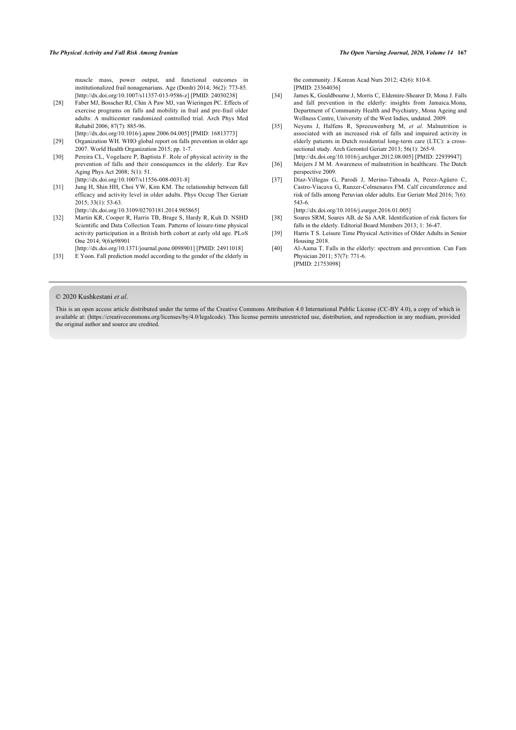muscle mass, power output, and functional outcomes in institutionalized frail nonagenarians. Age (Dordr) 2014; 36(2): 773-85. [http://dx.doi.org/10.1007/s11357-013-9586-z] [PMID: 24030238]

[28] Faber MJ, Bosscher RJ, Chin A Paw MJ, van Wieringen PC. Effects of exercise programs on falls and mobility in frail and pre-frail older adults: A multicenter randomized controlled trial. Arch Phys Med Rehabil 2006; 87(7): 885-96. [http://dx.doi.org/10.1016/j.apmr.2006.04.005] [PMID: 16813773]

[29] Organization WH. WHO global report on falls prevention in older age 2007. World Health Organization 2015; pp. 1-7.

[30] Pereira CL, Vogelaere P, Baptista F. Role of physical activity in the prevention of falls and their consequences in the elderly. Eur Rev Aging Phys Act 2008; 5(1): 51. [http://dx.doi.org/10.1007/s11556-008-0031-8]

[31] Jung H, Shin HH, Choi YW, Kim KM. The relationship between fall efficacy and activity level in older adults. Phys Occup Ther Geriatr 2015; 33(1): 53-63. [http://dx.doi.org/10.3109/02703181.2014.985865]

[32] Martin KR, Cooper R, Harris TB, Brage S, Hardy R, Kuh D. NSHD Scientific and Data Collection Team. Patterns of leisure-time physical activity participation in a British birth cohort at early old age. PLoS One 2014; 9(6)e98901 [http://dx.doi.org/10.1371/journal.pone.0098901] [PMID: 24911018]

[33] E Yoon. Fall prediction model according to the gender of the elderly in the community. J Korean Acad Nurs 2012; 42(6): 810-8. [PMID: 23364036]

[34] James K, Gouldbourne J, Morris C, Eldemire-Shearer D, Mona J. Falls and fall prevention in the elderly: insights from Jamaica.Mona, Department of Community Health and Psychiatry, Mona Ageing and Wellness Centre, University of the West Indies, undated. 2009.

[35] Neyens J, Halfens R, Spreeuwenberg M, *et al.* Malnutrition is associated with an increased risk of falls and impaired activity in elderly patients in Dutch residential long-term care (LTC): a cross-sectional study. Arch Gerontol Geriatr 2013; 56(1): 265-9. [http://dx.doi.org/10.1016/j.archger.2012.08.005] [PMID: 22939947]

[36] Meijers J M M. Awareness of malnutrition in healthcare. The Dutch perspective 2009.

[37] Díaz-Villegas G, Parodi J, Merino-Taboada A, Perez-Agüero C, Castro-Viacava G, Runzer-Colmenares FM. Calf circumference and risk of falls among Peruvian older adults. Eur Geriatr Med 2016; 7(6): 543-6. [http://dx.doi.org/10.1016/j.eurger.2016.01.005]

[38] Soares SRM, Soares AB, de Sá AAR. Identification of risk factors for falls in the elderly. Editorial Board Members 2013; 1: 36-47.

[39] Harris T S. Leisure Time Physical Activities of Older Adults in Senior Housing 2018.

[40] Al-Aama T. Falls in the elderly: spectrum and prevention. Can Fam Physician 2011; 57(7): 771-6. [PMID: 21753098]

© 2020 Kushkestani *et al*.

This is an open access article distributed under the terms of the Creative Commons Attribution 4.0 International Public License (CC-BY 4.0), a copy of which is available at: (https://creativecommons.org/licenses/by/4.0/legalcode). This license permits unrestricted use, distribution, and reproduction in any medium, provided the original author and source are credited.